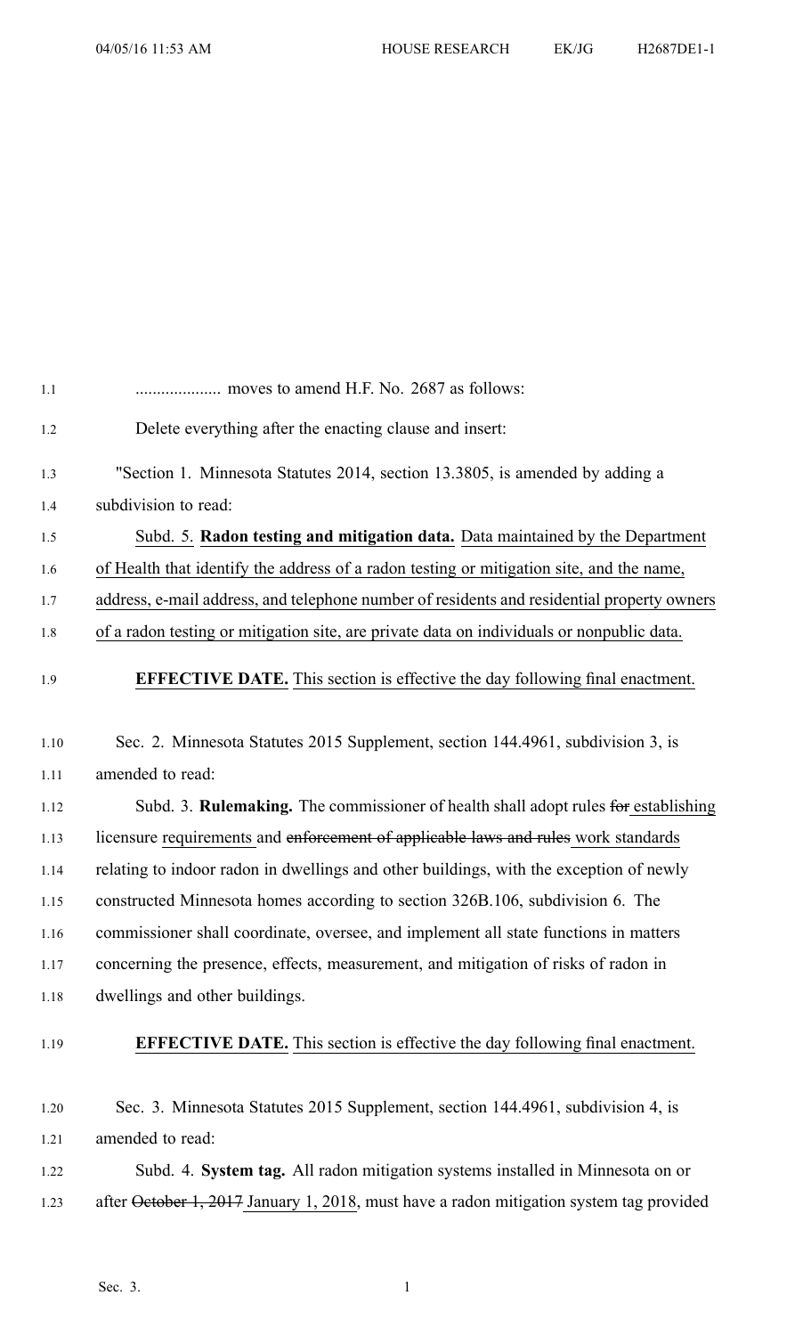.................... moves to amend H.F. No. 2687 as follows:

Delete everything after the enacting clause and insert:

"Section 1. Minnesota Statutes 2014, section 13.3805, is amended by adding a subdivision to read:

Subd. 5. **Radon testing and mitigation data.** Data maintained by the Department of Health that identify the address of a radon testing or mitigation site, and the name, address, e-mail address, and telephone number of residents and residential property owners of a radon testing or mitigation site, are private data on individuals or nonpublic data.

**EFFECTIVE DATE.** This section is effective the day following final enactment.

Sec. 2. Minnesota Statutes 2015 Supplement, section 144.4961, subdivision 3, is amended to read:

Subd. 3. **Rulemaking.** The commissioner of health shall adopt rules ~~for~~ establishing licensure requirements and ~~enforcement of applicable laws and rules~~ work standards relating to indoor radon in dwellings and other buildings, with the exception of newly constructed Minnesota homes according to section 326B.106, subdivision 6. The commissioner shall coordinate, oversee, and implement all state functions in matters concerning the presence, effects, measurement, and mitigation of risks of radon in dwellings and other buildings.

**EFFECTIVE DATE.** This section is effective the day following final enactment.

Sec. 3. Minnesota Statutes 2015 Supplement, section 144.4961, subdivision 4, is amended to read:

Subd. 4. **System tag.** All radon mitigation systems installed in Minnesota on or after ~~October 1, 2017~~ January 1, 2018, must have a radon mitigation system tag provided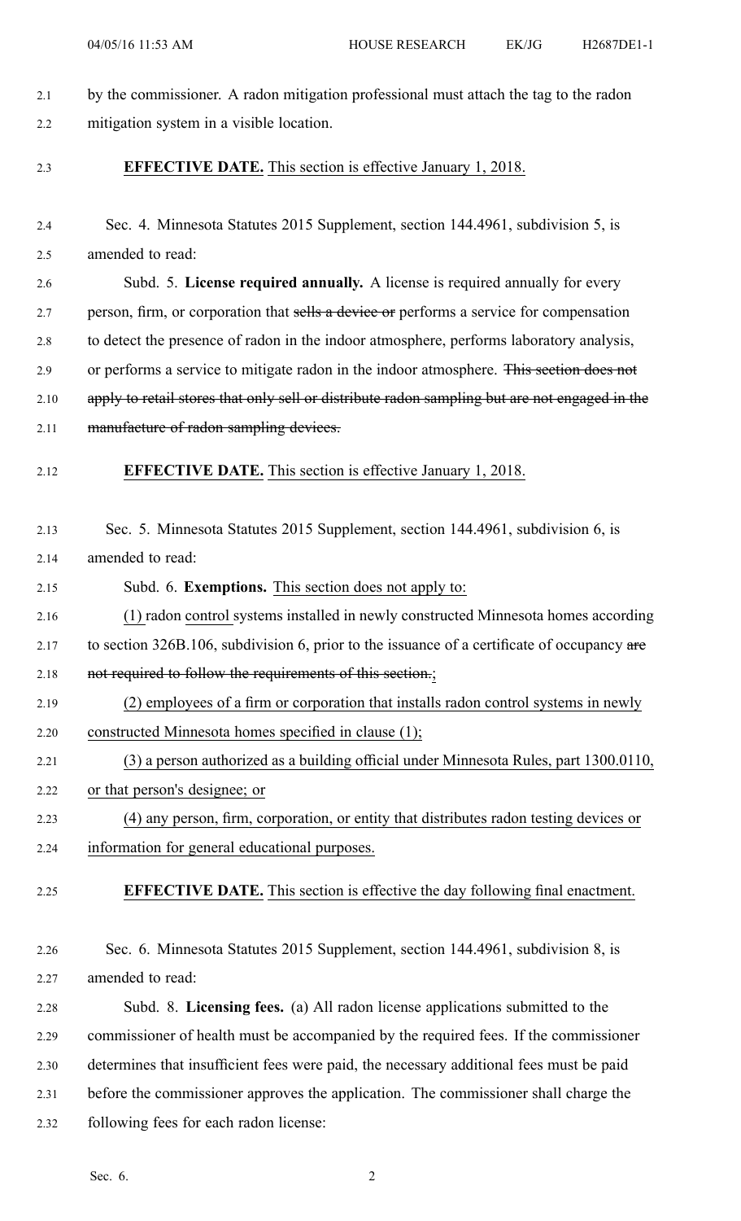by the commissioner. A radon mitigation professional must attach the tag to the radon mitigation system in a visible location.

**EFFECTIVE DATE.** This section is effective January 1, 2018.

Sec. 4. Minnesota Statutes 2015 Supplement, section 144.4961, subdivision 5, is amended to read:

Subd. 5. **License required annually.** A license is required annually for every person, firm, or corporation that ~~sells a device or~~ performs a service for compensation to detect the presence of radon in the indoor atmosphere, performs laboratory analysis, or performs a service to mitigate radon in the indoor atmosphere. ~~This section does not apply to retail stores that only sell or distribute radon sampling but are not engaged in the manufacture of radon sampling devices.~~

**EFFECTIVE DATE.** This section is effective January 1, 2018.

Sec. 5. Minnesota Statutes 2015 Supplement, section 144.4961, subdivision 6, is amended to read:

Subd. 6. **Exemptions.** This section does not apply to:

(1) radon control systems installed in newly constructed Minnesota homes according to section 326B.106, subdivision 6, prior to the issuance of a certificate of occupancy ~~are not required to follow the requirements of this section.~~;

(2) employees of a firm or corporation that installs radon control systems in newly constructed Minnesota homes specified in clause (1);

(3) a person authorized as a building official under Minnesota Rules, part 1300.0110, or that person's designee; or

(4) any person, firm, corporation, or entity that distributes radon testing devices or information for general educational purposes.

**EFFECTIVE DATE.** This section is effective the day following final enactment.

Sec. 6. Minnesota Statutes 2015 Supplement, section 144.4961, subdivision 8, is amended to read:

Subd. 8. **Licensing fees.** (a) All radon license applications submitted to the commissioner of health must be accompanied by the required fees. If the commissioner determines that insufficient fees were paid, the necessary additional fees must be paid before the commissioner approves the application. The commissioner shall charge the following fees for each radon license: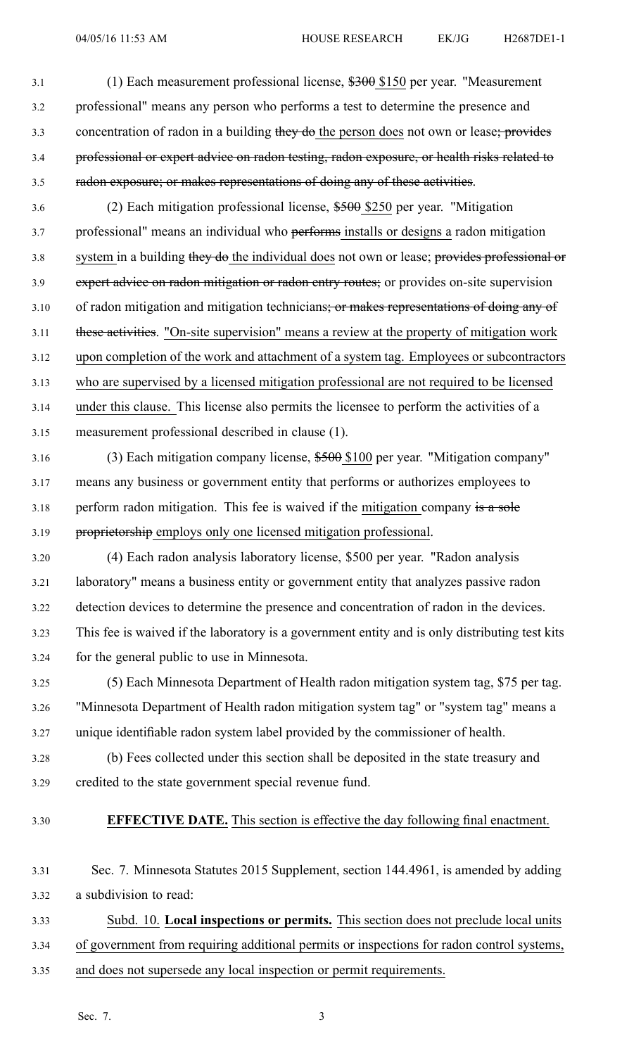(1) Each measurement professional license, ~~$300~~ $150 per year. "Measurement professional" means any person who performs a test to determine the presence and concentration of radon in a building ~~they do~~ the person does not own or lease~~; provides professional or expert advice on radon testing, radon exposure, or health risks related to radon exposure; or makes representations of doing any of these activities~~.

(2) Each mitigation professional license, ~~$500~~ $250 per year. "Mitigation professional" means an individual who ~~performs~~ installs or designs a radon mitigation system in a building ~~they do~~ the individual does not own or lease; ~~provides professional or expert advice on radon mitigation or radon entry routes;~~ or provides on-site supervision of radon mitigation and mitigation technicians~~; or makes representations of doing any of these activities~~. "On-site supervision" means a review at the property of mitigation work upon completion of the work and attachment of a system tag. Employees or subcontractors who are supervised by a licensed mitigation professional are not required to be licensed under this clause. This license also permits the licensee to perform the activities of a measurement professional described in clause (1).

(3) Each mitigation company license, ~~$500~~ $100 per year. "Mitigation company" means any business or government entity that performs or authorizes employees to perform radon mitigation. This fee is waived if the mitigation company ~~is a sole proprietorship~~ employs only one licensed mitigation professional.

(4) Each radon analysis laboratory license, $500 per year. "Radon analysis laboratory" means a business entity or government entity that analyzes passive radon detection devices to determine the presence and concentration of radon in the devices. This fee is waived if the laboratory is a government entity and is only distributing test kits for the general public to use in Minnesota.

(5) Each Minnesota Department of Health radon mitigation system tag, $75 per tag. "Minnesota Department of Health radon mitigation system tag" or "system tag" means a unique identifiable radon system label provided by the commissioner of health.

(b) Fees collected under this section shall be deposited in the state treasury and credited to the state government special revenue fund.

**EFFECTIVE DATE.** This section is effective the day following final enactment.

Sec. 7. Minnesota Statutes 2015 Supplement, section 144.4961, is amended by adding a subdivision to read:

Subd. 10. **Local inspections or permits.** This section does not preclude local units of government from requiring additional permits or inspections for radon control systems, and does not supersede any local inspection or permit requirements.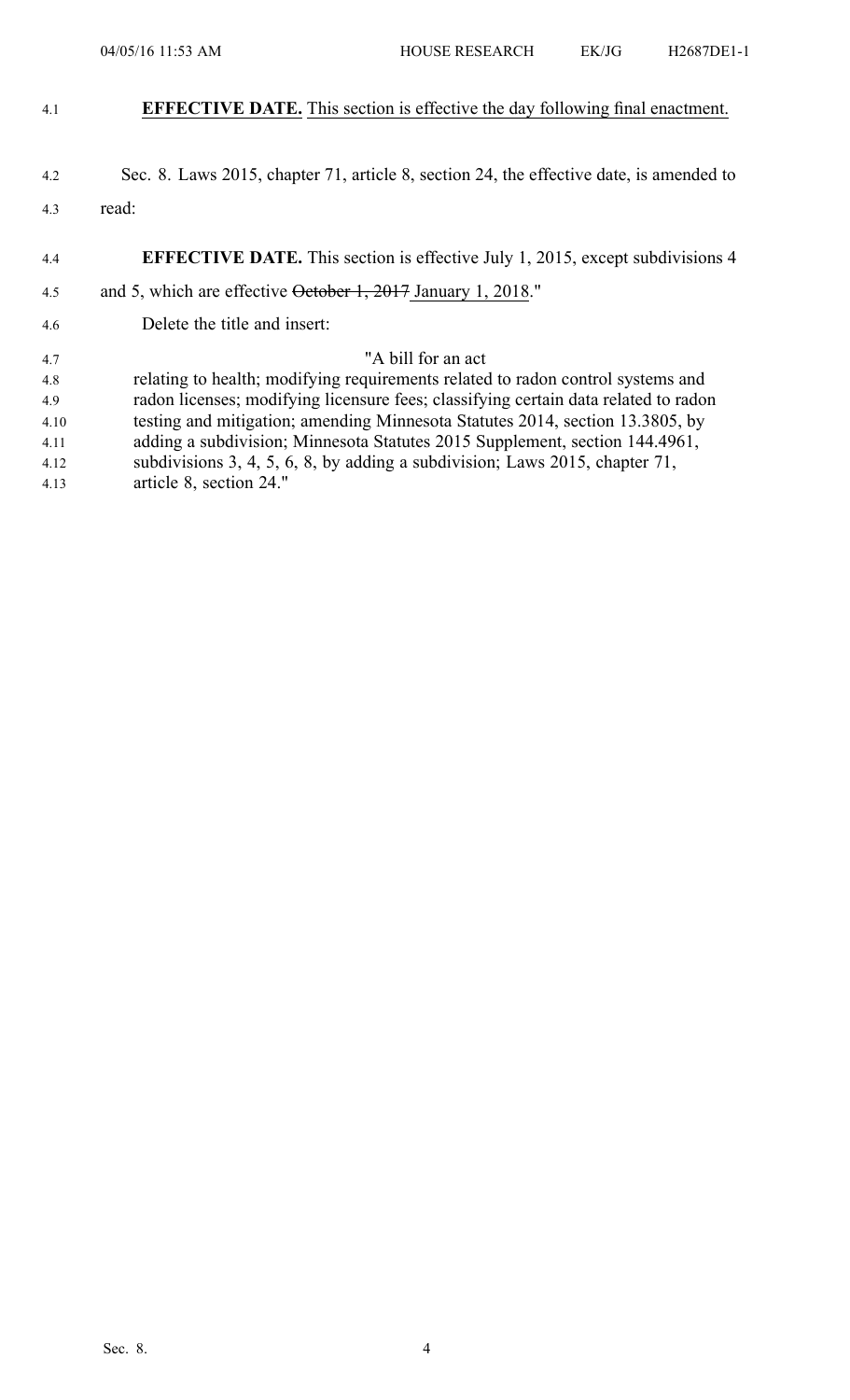**EFFECTIVE DATE.** This section is effective the day following final enactment.

Sec. 8. Laws 2015, chapter 71, article 8, section 24, the effective date, is amended to read:

**EFFECTIVE DATE.** This section is effective July 1, 2015, except subdivisions 4 and 5, which are effective ~~October 1, 2017~~ January 1, 2018."

Delete the title and insert:

"A bill for an act relating to health; modifying requirements related to radon control systems and radon licenses; modifying licensure fees; classifying certain data related to radon testing and mitigation; amending Minnesota Statutes 2014, section 13.3805, by adding a subdivision; Minnesota Statutes 2015 Supplement, section 144.4961, subdivisions 3, 4, 5, 6, 8, by adding a subdivision; Laws 2015, chapter 71, article 8, section 24."